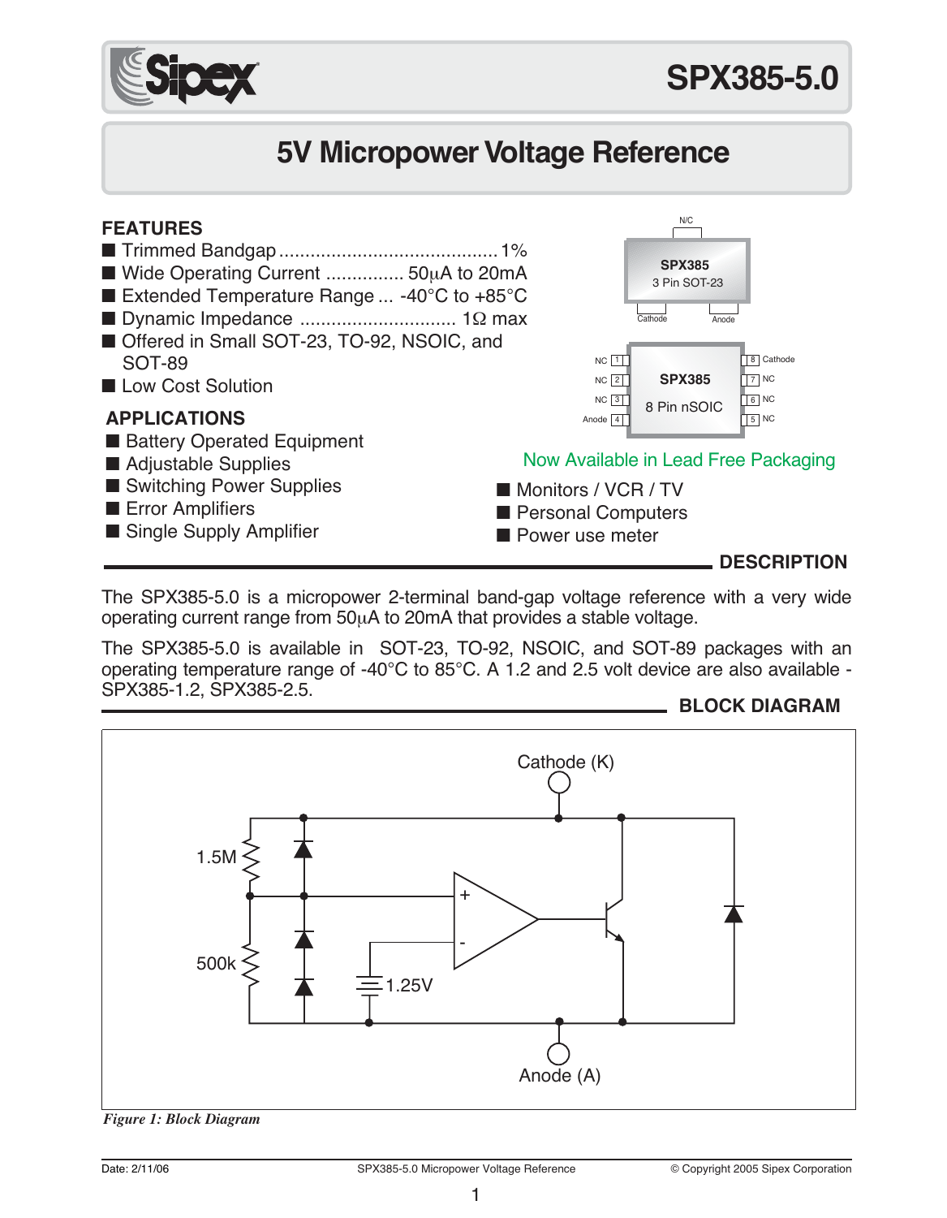# SPX385-5.0

## 5V Micropower Voltage Reference

### FEATURES

- Trimmed Bandgap .......................................... 1%
- Wide Operating Current ............... 50µA to 20mA
- Extended Temperature Range ... -40°C to +85°C
- Dynamic Impedance ............................. 1Ω max
- Offered in Small SOT-23, TO-92, NSOIC, and SOT-89
- Low Cost Solution

### APPLICATIONS

- Battery Operated Equipment
- Adjustable Supplies
- Switching Power Supplies
- Error Amplifiers
- Single Supply Amplifier
- Monitors / VCR / TV
- Personal Computers
- Power use meter

SPX385 3 Pin SOT-23: N/C, Cathode, Anode

SPX385 8 Pin nSOIC: 1 NC, 2 NC, 3 NC, 4 Anode, 5 NC, 6 NC, 7 NC, 8 Cathode

Now Available in Lead Free Packaging

### DESCRIPTION

The SPX385-5.0 is a micropower 2-terminal band-gap voltage reference with a very wide operating current range from 50µA to 20mA that provides a stable voltage.

The SPX385-5.0 is available in SOT-23, TO-92, NSOIC, and SOT-89 packages with an operating temperature range of -40°C to 85°C. A 1.2 and 2.5 volt device are also available - SPX385-1.2, SPX385-2.5.

### BLOCK DIAGRAM

*Figure 1: Block Diagram*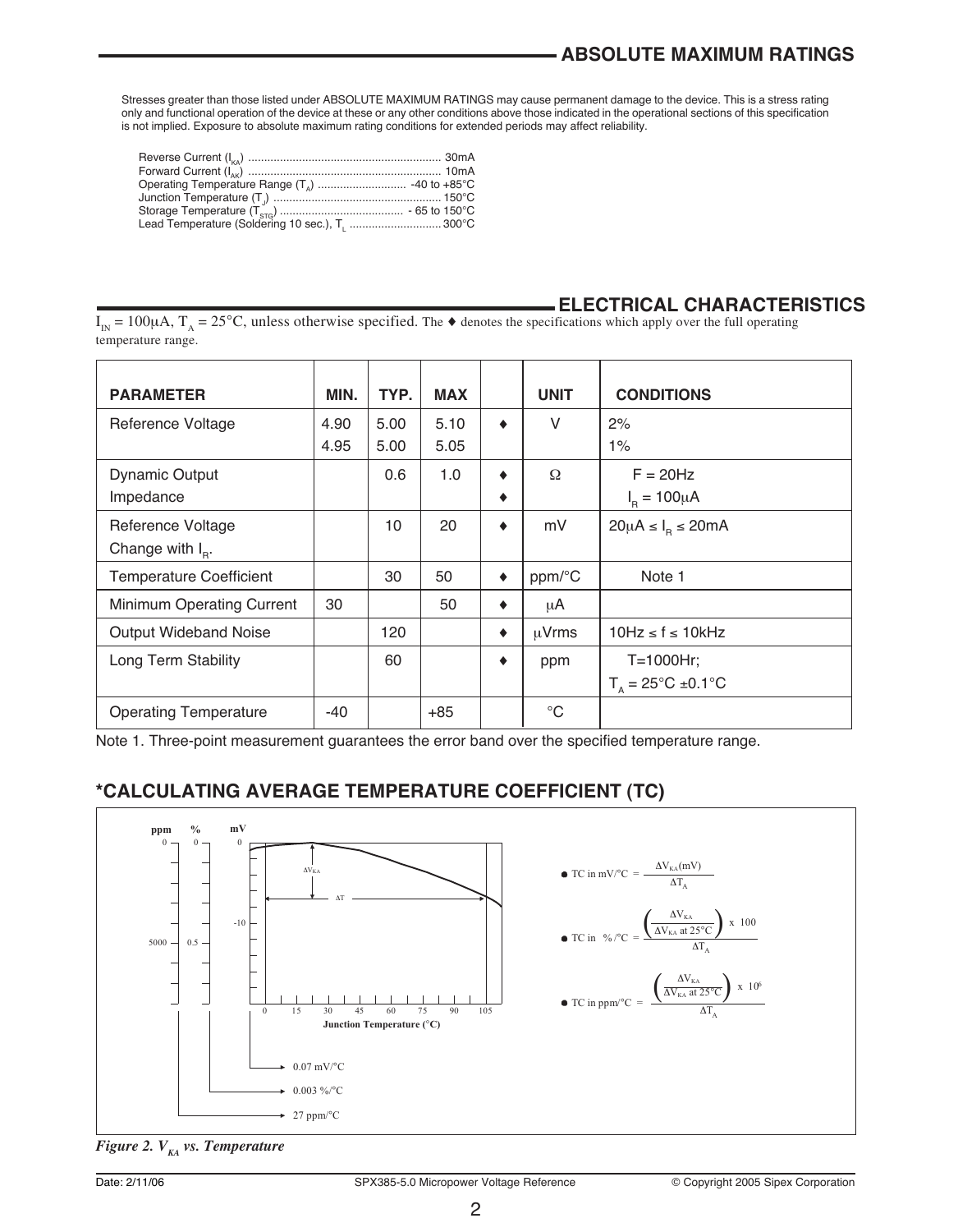## ABSOLUTE MAXIMUM RATINGS

Stresses greater than those listed under ABSOLUTE MAXIMUM RATINGS may cause permanent damage to the device. This is a stress rating only and functional operation of the device at these or any other conditions above those indicated in the operational sections of this specification is not implied. Exposure to absolute maximum rating conditions for extended periods may affect reliability.

- Reverse Current ($I_{KA}$) ........................................................ 30mA
- Forward Current ($I_{AK}$) ........................................................ 10mA
- Operating Temperature Range ($T_A$) ........................ -40 to +85°C
- Junction Temperature ($T_J$) ................................................ 150°C
- Storage Temperature ($T_{STG}$) ................................ - 65 to 150°C
- Lead Temperature (Soldering 10 sec.), $T_L$ ........................ 300°C

## ELECTRICAL CHARACTERISTICS

$I_{IN}$ = 100μA, $T_A$ = 25°C, unless otherwise specified. The ♦ denotes the specifications which apply over the full operating temperature range.

| PARAMETER | MIN. | TYP. | MAX | | UNIT | CONDITIONS |
|---|---|---|---|---|---|---|
| Reference Voltage | 4.90<br>4.95 | 5.00<br>5.00 | 5.10<br>5.05 | ♦ | V | 2%<br>1% |
| Dynamic Output Impedance | | 0.6 | 1.0 | ♦<br>♦ | Ω | F = 20Hz<br>$I_R$ = 100μA |
| Reference Voltage Change with $I_R$. | | 10 | 20 | ♦ | mV | 20μA ≤ $I_R$ ≤ 20mA |
| Temperature Coefficient | | 30 | 50 | ♦ | ppm/°C | Note 1 |
| Minimum Operating Current | 30 | | 50 | ♦ | μA | |
| Output Wideband Noise | | 120 | | ♦ | μVrms | 10Hz ≤ f ≤ 10kHz |
| Long Term Stability | | 60 | | ♦ | ppm | T=1000Hr;<br>$T_A$ = 25°C ±0.1°C |
| Operating Temperature | -40 | | +85 | | °C | |

Note 1. Three-point measurement guarantees the error band over the specified temperature range.

## *CALCULATING AVERAGE TEMPERATURE COEFFICIENT (TC)

- $$\text{TC in mV/°C} = \frac{\Delta V_{KA}(\text{mV})}{\Delta T_A}$$
- $$\text{TC in \%/°C} = \frac{\left(\frac{\Delta V_{KA}}{\Delta V_{KA} \text{ at } 25°C}\right) \times 100}{\Delta T_A}$$
- $$\text{TC in ppm/°C} = \frac{\left(\frac{\Delta V_{KA}}{\Delta V_{KA} \text{ at } 25°C}\right) \times 10^6}{\Delta T_A}$$

0.07 mV/°C

0.003 %/°C

27 ppm/°C

*Figure 2. $V_{KA}$ vs. Temperature*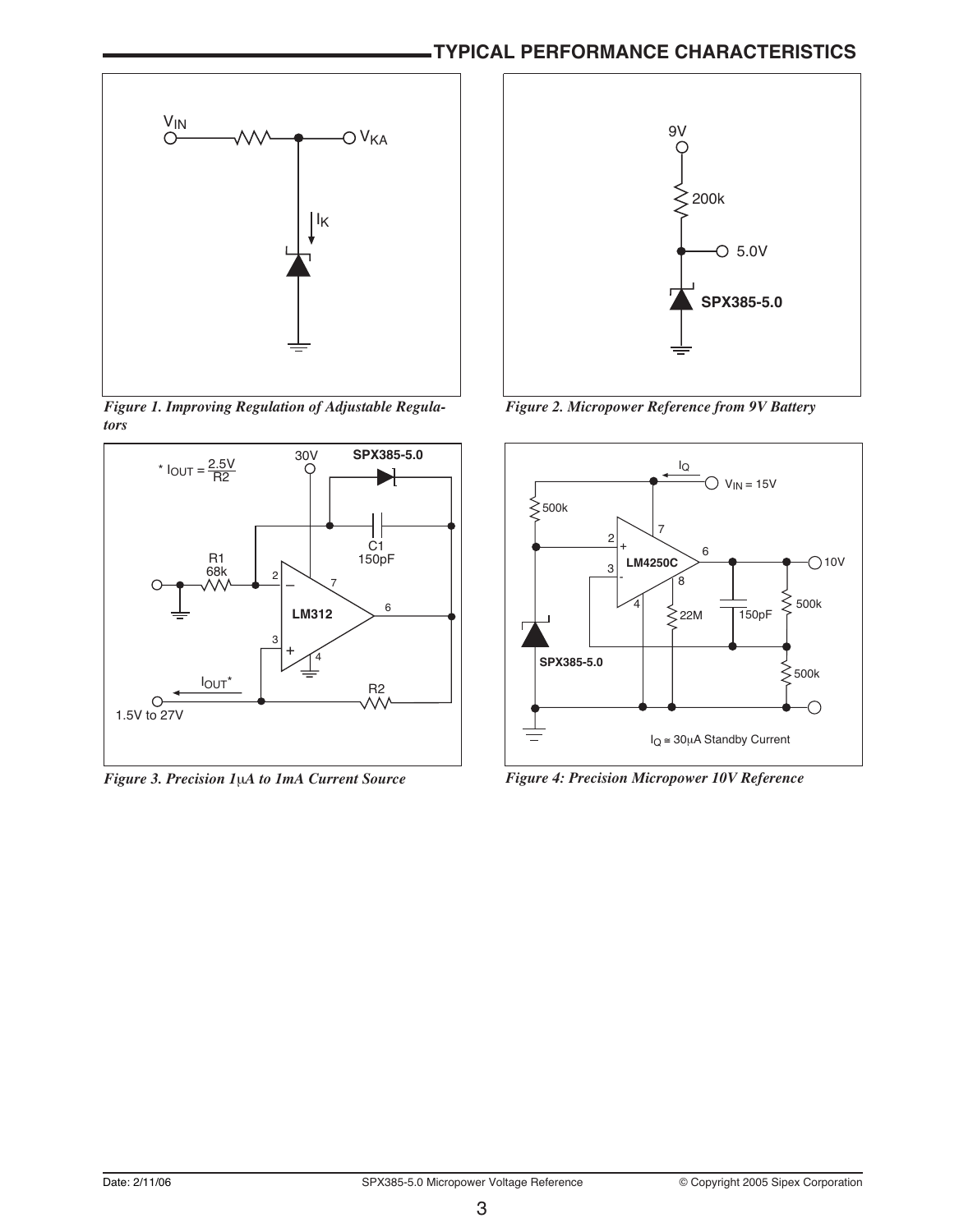## TYPICAL PERFORMANCE CHARACTERISTICS

*Figure 1. Improving Regulation of Adjustable Regulators*

*Figure 2. Micropower Reference from 9V Battery*

*Figure 3. Precision 1μA to 1mA Current Source*

*Figure 4: Precision Micropower 10V Reference*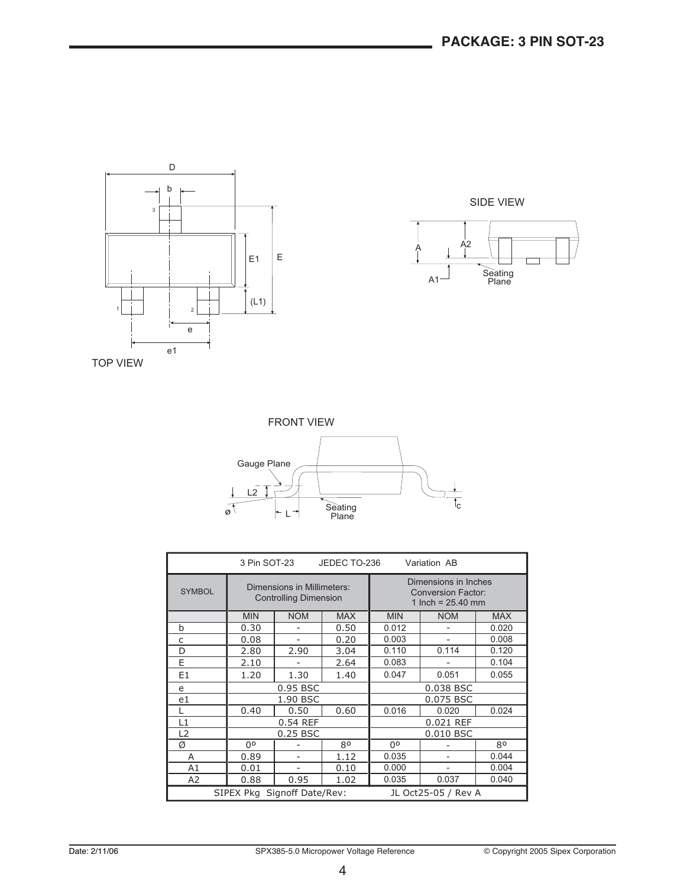# PACKAGE: 3 PIN SOT-23

TOP VIEW

SIDE VIEW

FRONT VIEW

| 3 Pin SOT-23 JEDEC TO-236 Variation AB | | | | | | |
|---|---|---|---|---|---|---|
| SYMBOL | Dimensions in Millimeters: Controlling Dimension | | | Dimensions in Inches Conversion Factor: 1 Inch = 25.40 mm | | |
| | MIN | NOM | MAX | MIN | NOM | MAX |
| b | 0.30 | - | 0.50 | 0.012 | - | 0.020 |
| c | 0.08 | - | 0.20 | 0.003 | - | 0.008 |
| D | 2.80 | 2.90 | 3.04 | 0.110 | 0.114 | 0.120 |
| E | 2.10 | - | 2.64 | 0.083 | - | 0.104 |
| E1 | 1.20 | 1.30 | 1.40 | 0.047 | 0.051 | 0.055 |
| e | 0.95 BSC | | | 0.038 BSC | | |
| e1 | 1.90 BSC | | | 0.075 BSC | | |
| L | 0.40 | 0.50 | 0.60 | 0.016 | 0.020 | 0.024 |
| L1 | 0.54 REF | | | 0.021 REF | | |
| L2 | 0.25 BSC | | | 0.010 BSC | | |
| Ø | 0º | - | 8º | 0º | - | 8º |
| A | 0.89 | - | 1.12 | 0.035 | - | 0.044 |
| A1 | 0.01 | - | 0.10 | 0.000 | - | 0.004 |
| A2 | 0.88 | 0.95 | 1.02 | 0.035 | 0.037 | 0.040 |
| SIPEX Pkg Signoff Date/Rev: | | | | JL Oct25-05 / Rev A | | |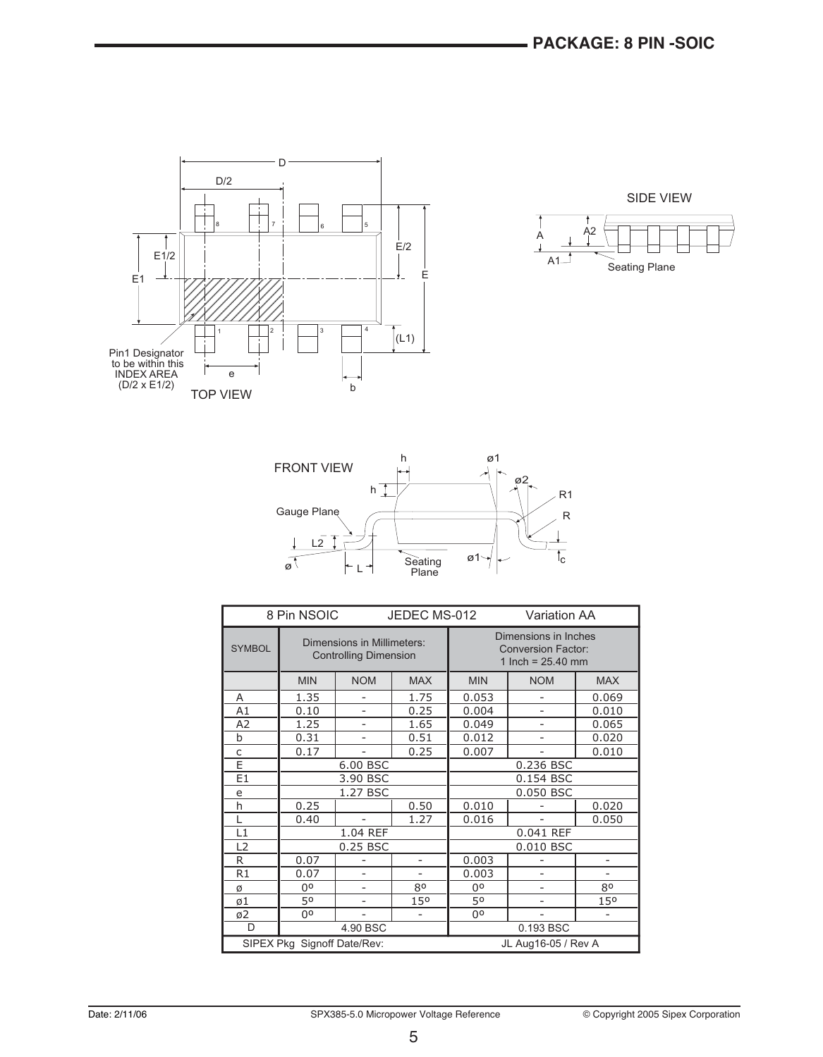## PACKAGE: 8 PIN -SOIC

TOP VIEW

SIDE VIEW

FRONT VIEW

Pin1 Designator to be within this INDEX AREA (D/2 x E1/2)

| 8 Pin NSOIC | JEDEC MS-012 | | Variation AA | | |
|---|---|---|---|---|---|
| SYMBOL | Dimensions in Millimeters: Controlling Dimension | | | Dimensions in Inches Conversion Factor: 1 Inch = 25.40 mm | | |
| | MIN | NOM | MAX | MIN | NOM | MAX |
| A | 1.35 | - | 1.75 | 0.053 | - | 0.069 |
| A1 | 0.10 | - | 0.25 | 0.004 | - | 0.010 |
| A2 | 1.25 | - | 1.65 | 0.049 | - | 0.065 |
| b | 0.31 | - | 0.51 | 0.012 | - | 0.020 |
| c | 0.17 | - | 0.25 | 0.007 | - | 0.010 |
| E | 6.00 BSC | | | 0.236 BSC | | |
| E1 | 3.90 BSC | | | 0.154 BSC | | |
| e | 1.27 BSC | | | 0.050 BSC | | |
| h | 0.25 | | 0.50 | 0.010 | - | 0.020 |
| L | 0.40 | - | 1.27 | 0.016 | - | 0.050 |
| L1 | 1.04 REF | | | 0.041 REF | | |
| L2 | 0.25 BSC | | | 0.010 BSC | | |
| R | 0.07 | - | - | 0.003 | - | - |
| R1 | 0.07 | - | - | 0.003 | - | - |
| ø | 0º | - | 8º | 0º | - | 8º |
| ø1 | 5º | - | 15º | 5º | - | 15º |
| ø2 | 0º | - | - | 0º | - | - |
| D | 4.90 BSC | | | 0.193 BSC | | |
| SIPEX Pkg Signoff Date/Rev: | | | | JL Aug16-05 / Rev A | | |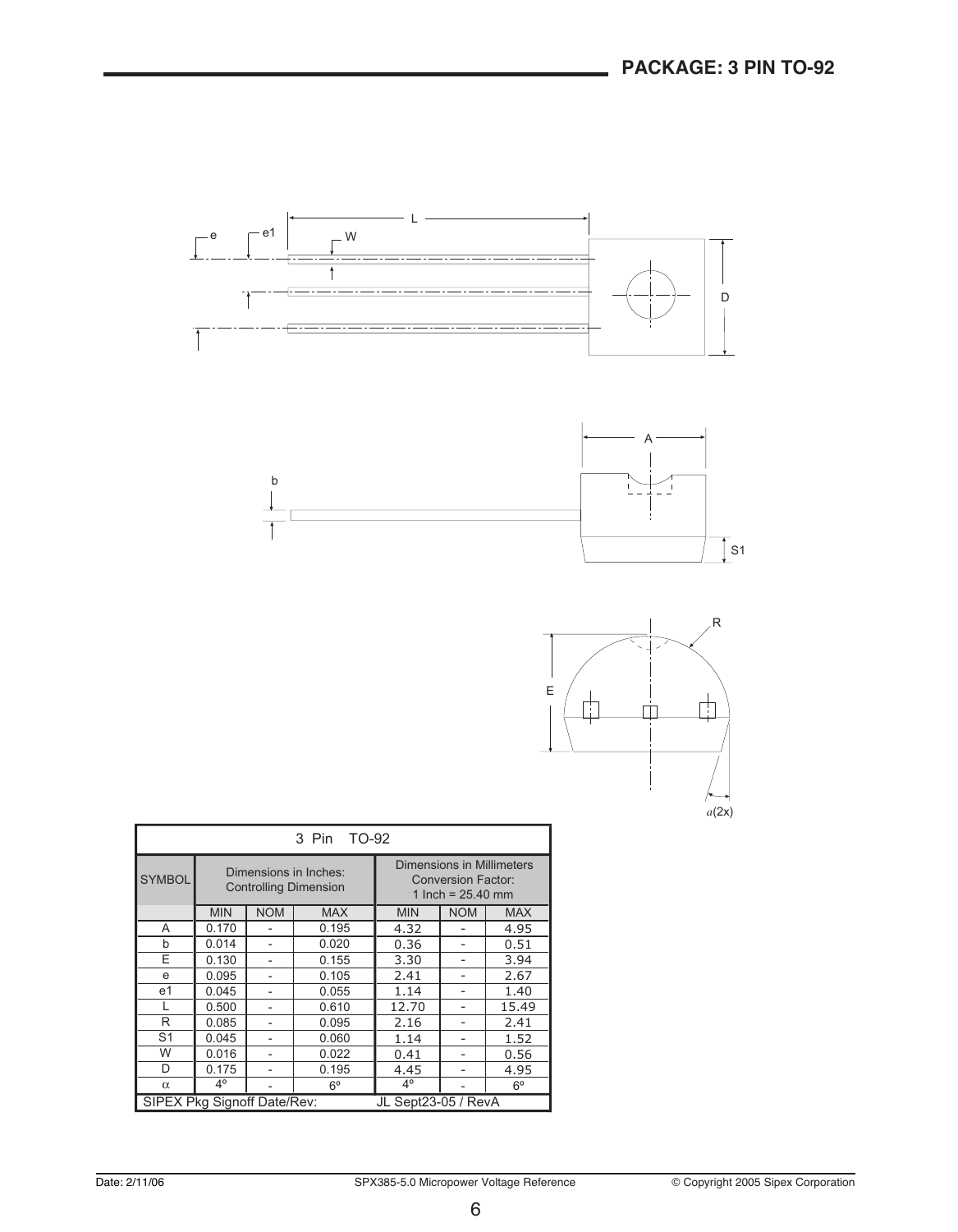## PACKAGE: 3 PIN TO-92

| 3 Pin TO-92 | | | | | | |
|---|---|---|---|---|---|---|
| SYMBOL | Dimensions in Inches: Controlling Dimension | | | Dimensions in Millimeters Conversion Factor: 1 Inch = 25.40 mm | | |
| | MIN | NOM | MAX | MIN | NOM | MAX |
| A | 0.170 | - | 0.195 | 4.32 | - | 4.95 |
| b | 0.014 | - | 0.020 | 0.36 | - | 0.51 |
| E | 0.130 | - | 0.155 | 3.30 | - | 3.94 |
| e | 0.095 | - | 0.105 | 2.41 | - | 2.67 |
| e1 | 0.045 | - | 0.055 | 1.14 | - | 1.40 |
| L | 0.500 | - | 0.610 | 12.70 | - | 15.49 |
| R | 0.085 | - | 0.095 | 2.16 | - | 2.41 |
| S1 | 0.045 | - | 0.060 | 1.14 | - | 1.52 |
| W | 0.016 | - | 0.022 | 0.41 | - | 0.56 |
| D | 0.175 | - | 0.195 | 4.45 | - | 4.95 |
| α | 4º | - | 6º | 4º | - | 6º |
| SIPEX Pkg Signoff Date/Rev: | | | | JL Sept23-05 / RevA | | |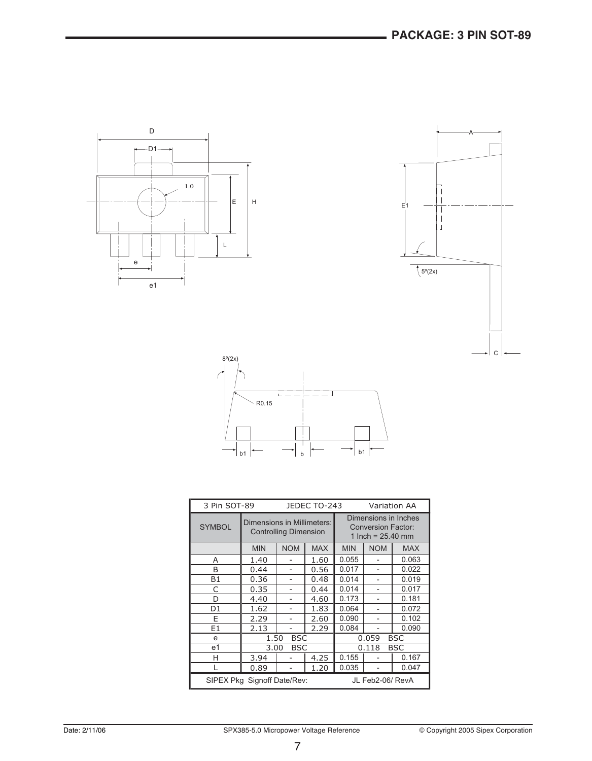## PACKAGE: 3 PIN SOT-89

| 3 Pin SOT-89 | JEDEC TO-243 | | Variation AA | | |
|---|---|---|---|---|---|
| SYMBOL | Dimensions in Millimeters: Controlling Dimension | | | Dimensions in Inches Conversion Factor: 1 Inch = 25.40 mm | | |
| | MIN | NOM | MAX | MIN | NOM | MAX |
| A | 1.40 | - | 1.60 | 0.055 | - | 0.063 |
| B | 0.44 | - | 0.56 | 0.017 | - | 0.022 |
| B1 | 0.36 | - | 0.48 | 0.014 | - | 0.019 |
| C | 0.35 | - | 0.44 | 0.014 | - | 0.017 |
| D | 4.40 | - | 4.60 | 0.173 | - | 0.181 |
| D1 | 1.62 | - | 1.83 | 0.064 | - | 0.072 |
| E | 2.29 | - | 2.60 | 0.090 | - | 0.102 |
| E1 | 2.13 | - | 2.29 | 0.084 | - | 0.090 |
| e | 1.50 BSC | | | 0.059 BSC | | |
| e1 | 3.00 BSC | | | 0.118 BSC | | |
| H | 3.94 | - | 4.25 | 0.155 | - | 0.167 |
| L | 0.89 | - | 1.20 | 0.035 | - | 0.047 |
| SIPEX Pkg Signoff Date/Rev: | | | | JL Feb2-06/ RevA | | |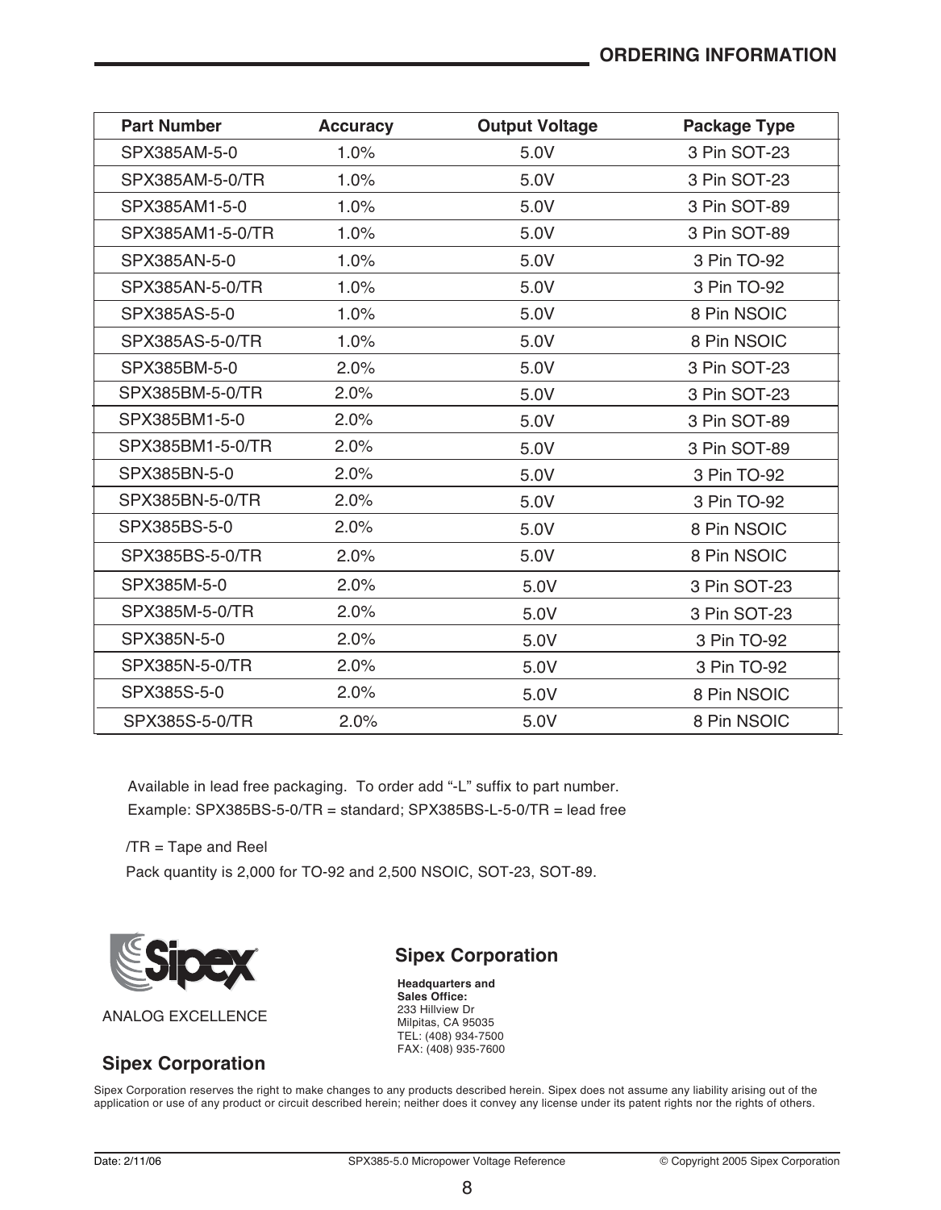## ORDERING INFORMATION

| Part Number | Accuracy | Output Voltage | Package Type |
|---|---|---|---|
| SPX385AM-5-0 | 1.0% | 5.0V | 3 Pin SOT-23 |
| SPX385AM-5-0/TR | 1.0% | 5.0V | 3 Pin SOT-23 |
| SPX385AM1-5-0 | 1.0% | 5.0V | 3 Pin SOT-89 |
| SPX385AM1-5-0/TR | 1.0% | 5.0V | 3 Pin SOT-89 |
| SPX385AN-5-0 | 1.0% | 5.0V | 3 Pin TO-92 |
| SPX385AN-5-0/TR | 1.0% | 5.0V | 3 Pin TO-92 |
| SPX385AS-5-0 | 1.0% | 5.0V | 8 Pin NSOIC |
| SPX385AS-5-0/TR | 1.0% | 5.0V | 8 Pin NSOIC |
| SPX385BM-5-0 | 2.0% | 5.0V | 3 Pin SOT-23 |
| SPX385BM-5-0/TR | 2.0% | 5.0V | 3 Pin SOT-23 |
| SPX385BM1-5-0 | 2.0% | 5.0V | 3 Pin SOT-89 |
| SPX385BM1-5-0/TR | 2.0% | 5.0V | 3 Pin SOT-89 |
| SPX385BN-5-0 | 2.0% | 5.0V | 3 Pin TO-92 |
| SPX385BN-5-0/TR | 2.0% | 5.0V | 3 Pin TO-92 |
| SPX385BS-5-0 | 2.0% | 5.0V | 8 Pin NSOIC |
| SPX385BS-5-0/TR | 2.0% | 5.0V | 8 Pin NSOIC |
| SPX385M-5-0 | 2.0% | 5.0V | 3 Pin SOT-23 |
| SPX385M-5-0/TR | 2.0% | 5.0V | 3 Pin SOT-23 |
| SPX385N-5-0 | 2.0% | 5.0V | 3 Pin TO-92 |
| SPX385N-5-0/TR | 2.0% | 5.0V | 3 Pin TO-92 |
| SPX385S-5-0 | 2.0% | 5.0V | 8 Pin NSOIC |
| SPX385S-5-0/TR | 2.0% | 5.0V | 8 Pin NSOIC |

Available in lead free packaging. To order add "-L" suffix to part number.
Example: SPX385BS-5-0/TR = standard; SPX385BS-L-5-0/TR = lead free

/TR = Tape and Reel
Pack quantity is 2,000 for TO-92 and 2,500 NSOIC, SOT-23, SOT-89.

ANALOG EXCELLENCE

**Sipex Corporation**

**Sipex Corporation**

**Headquarters and Sales Office:**
233 Hillview Dr
Milpitas, CA 95035
TEL: (408) 934-7500
FAX: (408) 935-7600

Sipex Corporation reserves the right to make changes to any products described herein. Sipex does not assume any liability arising out of the application or use of any product or circuit described herein; neither does it convey any license under its patent rights nor the rights of others.